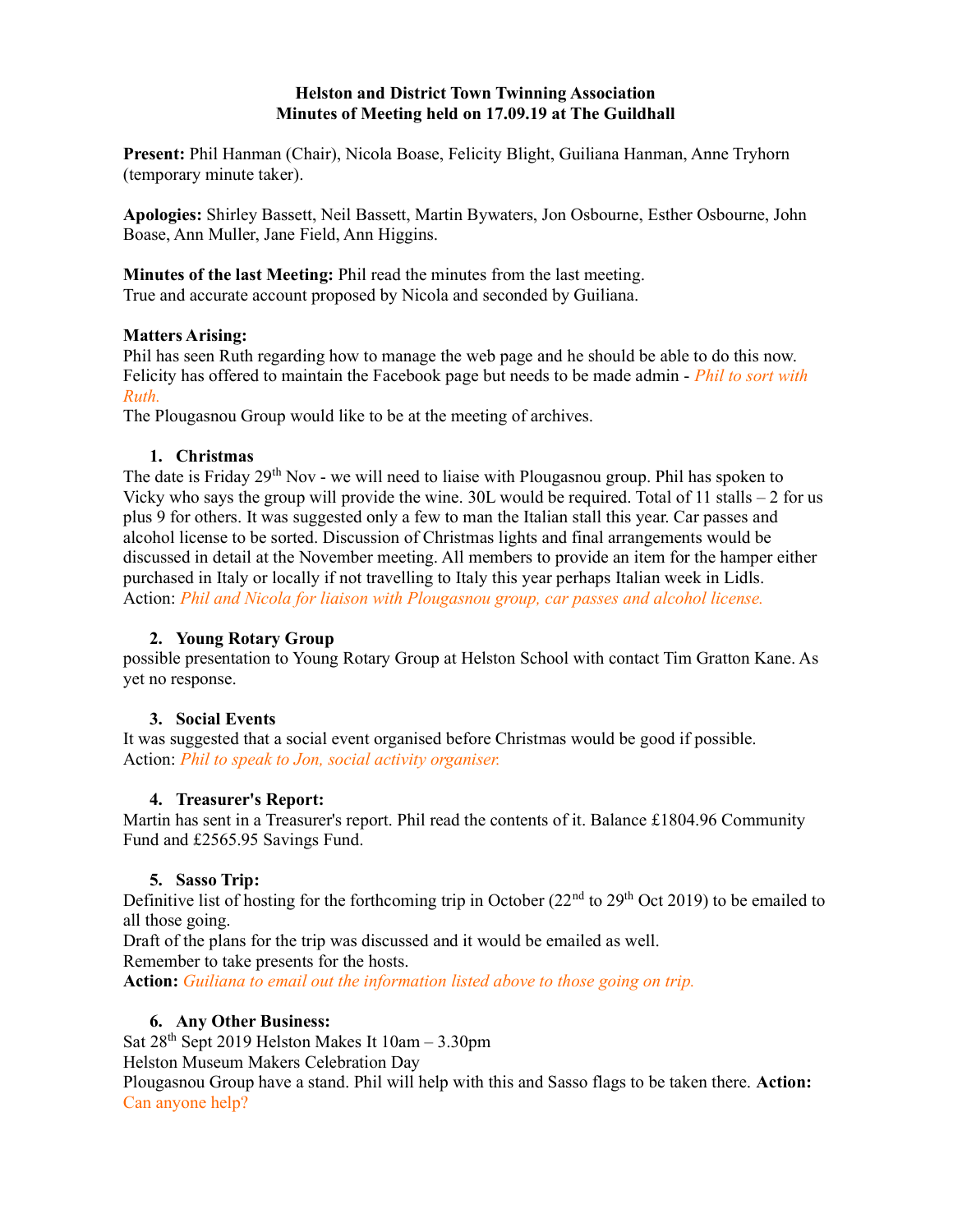**Helston and District Town Twinning Association**
**Minutes of Meeting held on 17.09.19 at The Guildhall**

**Present:** Phil Hanman (Chair), Nicola Boase, Felicity Blight, Guiliana Hanman, Anne Tryhorn (temporary minute taker).

**Apologies:** Shirley Bassett, Neil Bassett, Martin Bywaters, Jon Osbourne, Esther Osbourne, John Boase, Ann Muller, Jane Field, Ann Higgins.

**Minutes of the last Meeting:** Phil read the minutes from the last meeting.
True and accurate account proposed by Nicola and seconded by Guiliana.

**Matters Arising:**
Phil has seen Ruth regarding how to manage the web page and he should be able to do this now. Felicity has offered to maintain the Facebook page but needs to be made admin - *Phil to sort with Ruth.*
The Plougasnou Group would like to be at the meeting of archives.

1. **Christmas**

The date is Friday 29th Nov - we will need to liaise with Plougasnou group. Phil has spoken to Vicky who says the group will provide the wine. 30L would be required. Total of 11 stalls – 2 for us plus 9 for others. It was suggested only a few to man the Italian stall this year. Car passes and alcohol license to be sorted. Discussion of Christmas lights and final arrangements would be discussed in detail at the November meeting. All members to provide an item for the hamper either purchased in Italy or locally if not travelling to Italy this year perhaps Italian week in Lidls.
Action: *Phil and Nicola for liaison with Plougasnou group, car passes and alcohol license.*

2. **Young Rotary Group**

possible presentation to Young Rotary Group at Helston School with contact Tim Gratton Kane. As yet no response.

3. **Social Events**

It was suggested that a social event organised before Christmas would be good if possible.
Action: *Phil to speak to Jon, social activity organiser.*

4. **Treasurer's Report:**

Martin has sent in a Treasurer's report. Phil read the contents of it. Balance £1804.96 Community Fund and £2565.95 Savings Fund.

5. **Sasso Trip:**

Definitive list of hosting for the forthcoming trip in October (22nd to 29th Oct 2019) to be emailed to all those going.
Draft of the plans for the trip was discussed and it would be emailed as well.
Remember to take presents for the hosts.
**Action:** *Guiliana to email out the information listed above to those going on trip.*

6. **Any Other Business:**

Sat 28th Sept 2019 Helston Makes It 10am – 3.30pm
Helston Museum Makers Celebration Day
Plougasnou Group have a stand. Phil will help with this and Sasso flags to be taken there. **Action:** Can anyone help?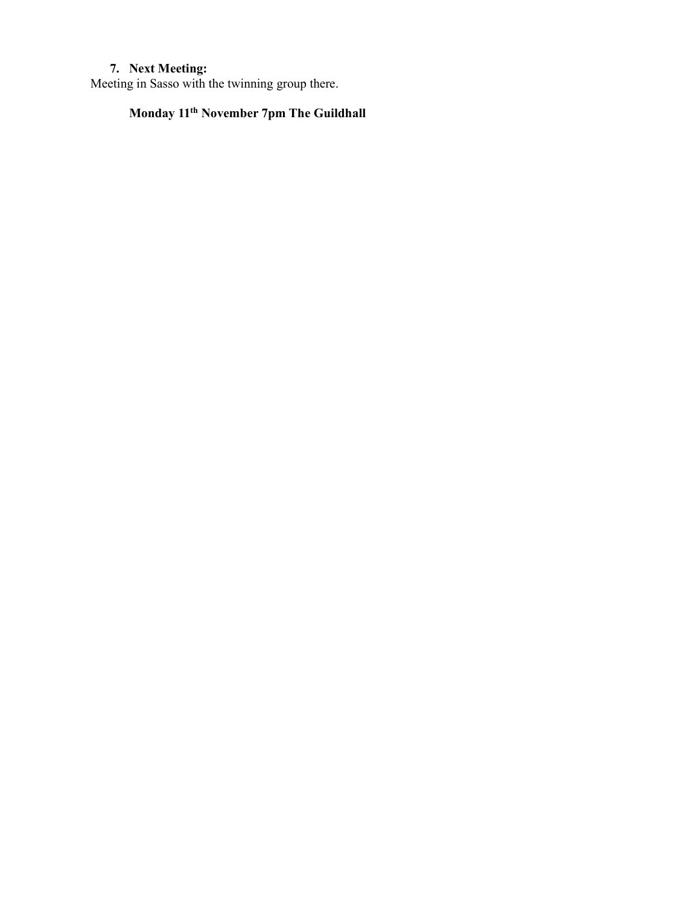7. **Next Meeting:**

Meeting in Sasso with the twinning group there.

**Monday 11th November 7pm The Guildhall**